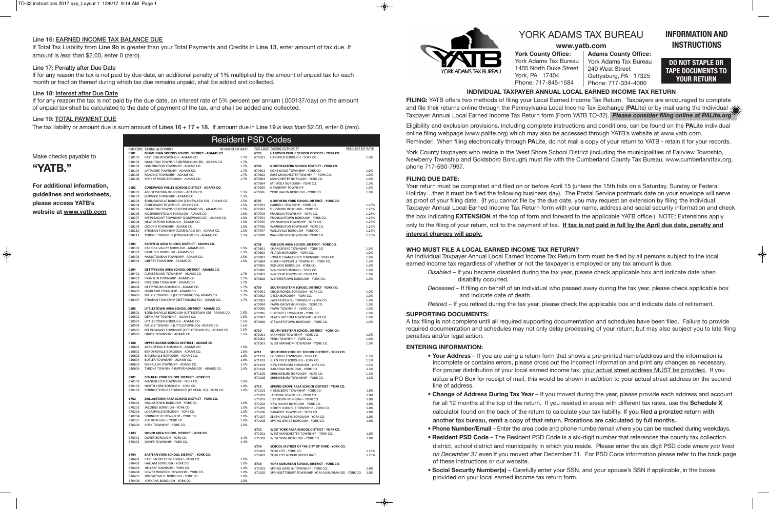### Line 16: EARNED INCOME TAX BALANCE DUE

If Total Tax Liability from **Line 9b** is greater than your Total Payments and Credits in **Line 13,** enter amount of tax due. If amount is *less than* $2.00, enter 0 (zero).

### Line 17: Penalty after Due Date

If for any reason the tax is not paid by due date, an additional penalty of 1% multiplied by the amount of unpaid tax for each month or fraction thereof during which tax due remains unpaid, shall be added and collected.

### Line 18: Interest after Due Date

If for any reason the tax is not paid by the due date, an interest rate of 5% percent per annum (.000137/day) on the amount of unpaid tax shall be calculated to the date of payment of the tax, and shall be added and collected.

### Line 19: TOTAL PAYMENT DUE

The tax liability or amount due is sum amount of **Lines 16 + 17 + 18.** If amount due in **Line 19** *is less than* $2.00, enter 0 (zero).

Make checks payable to

**"YATB."**

**For additional information, guidelines and worksheets, please access YATB's website at www.yatb.com**

## Resident PSD Codes

| PSD CODE | TAXING AUTHORITY | RESIDENT EIT RATE |
|---|---|---|
| **0101** | **BERMUDIAN SPRINGS SCHOOL DISTRICT - ADAMS CO.** | |
| 010101 | EAST BERLIN BOROUGH - ADAMS CO. | 1.7% |
| 010102 | HAMILTON TOWNSHIP (BERMUDIAN SD) - ADAMS CO. | 1.7% |
| 010103 | HUNTINGTON TOWNSHIP - ADAMS CO. | 1.7% |
| 010104 | LATIMORE TOWNSHIP - ADAMS CO. | 1.7% |
| 010105 | READING TOWNSHIP - ADAMS CO. | 1.7% |
| 010106 | YORK SPRINGS BOROUGH - ADAMS CO. | 1.7% |
| **0102** | **CONEWAGO VALLEY SCHOOL DISTRICT - ADAMS CO.** | |
| 010201 | ABBOTTSTOWN BOROUGH - ADAMS CO. | 1.5% |
| 010202 | BERWICK TOWNSHIP - ADAMS CO. | 1.5% |
| 010203 | BONNEAUVILLE BOROUGH (CONEWAGO SD) - ADAMS CO. | 1.5% |
| 010204 | CONEWAGO TOWNSHIP - ADAMS CO. | 1.5% |
| 010205 | HAMILTON TOWNSHIP (CONEWAGO SD) - ADAMS CO. | 1.5% |
| 010206 | MCSHERRYSTOWN BOROUGH - ADAMS CO. | 1.5% |
| 010207 | MT PLEASANT TOWNSHIP (CONEWAGO SD) - ADAMS CO. | 1.5% |
| 010208 | NEW OXFORD BOROUGH - ADAMS CO. | 1.5% |
| 010209 | OXFORD TOWNSHIP - ADAMS CO. | 1.5% |
| 010210 | STRABAN TOWNSHIP (CONEWAGO SD) - ADAMS CO. | 1.5% |
| 010211 | TYRONE TOWNSHIP (CONEWAGO SD) - ADAMS CO. | 1.5% |
| **0103** | **FAIRFIELD AREA SCHOOL DISTRICT - ADAMS CO.** | |
| 010301 | CARROLL VALLEY BOROUGH - ADAMS CO. | 1.5% |
| 010302 | FAIRFIELD BOROUGH - ADAMS CO. | 1.5% |
| 010303 | HAMILTONBAN TOWNSHIP - ADAMS CO. | 1.5% |
| 010304 | LIBERTY TOWNSHIP - ADAMS CO. | 1.5% |
| **0104** | **GETTYSBURG AREA SCHOOL DISTRICT - ADAMS CO.** | |
| 010401 | CUMBERLAND TOWNSHIP - ADAMS CO. | 1.7% |
| 010402 | FRANKLIN TOWNSHIP - ADAMS CO. | 1.7% |
| 010403 | FREEDOM TOWNSHIP - ADAMS CO. | 1.7% |
| 010404 | GETTYSBURG BOROUGH - ADAMS CO. | 1.7% |
| 010405 | HIGHLAND TOWNSHIP - ADAMS CO. | 1.7% |
| 010406 | MT JOY TOWNSHIP (GETTYSBURG SD)- ADAMS CO. | 1.7% |
| 010407 | STRABAN TOWNSHIP (GETTYSBURG SD) - ADAMS CO. | 1.7% |
| **0105** | **LITTLESTOWN AREA SCHOOL DISTRICT - ADAMS CO.** | |
| 010501 | BONNEAUVILLE BOROUGH (LITTLESTOWN SD) - ADAMS CO. | 1.6% |
| 010502 | GERMANY TOWNSHIP - ADAMS CO. | 1.6% |
| 010503 | LITTLESTOWN BOROUGH - ADAMS CO. | 1.6% |
| 010504 | MT JOY TOWNSHIP (LITTLESTOWN SD)- ADAMS CO. | 1.6% |
| 010505 | MT PLEASANT TOWNSHIP (LITTLESTOWN SD) - ADAMS CO. | 1.6% |
| 010506 | UNION TOWNSHIP - ADAMS CO. | 1.6% |
| **0106** | **UPPER ADAMS SCHOOL DISTRICT - ADAMS CO.** | |
| 010601 | ARENDTSVILLE BOROUGH - ADAMS CO. | 1.6% |
| 010602 | BENDERSVILLE BOROUGH - ADAMS CO. | 1.6% |
| 010603 | BIGLERVILLE BOROUGH - ADAMS CO. | 1.6% |
| 010604 | BUTLER TOWNSHIP - ADAMS CO. | 1.6% |
| 010605 | MENALLEN TOWNSHIP - ADAMS CO. | 1.6% |
| 010606 | TYRONE TOWNSHIP (UPPER ADAMS SD) - ADAMS CO. | 1.6% |
| **6701** | **CENTRAL YORK SCHOOL DISTRICT - YORK CO.** | |
| 670101 | MANCHESTER TOWNSHIP - YORK CO. | 1.0% |
| 670102 | NORTH YORK BOROUGH - YORK CO. | 1.0% |
| 670103 | SPRINGETTSBURY TOWNSHIP (CENTRAL SD) - YORK CO. | 1.0% |
| **6702** | **DALLASTOWN AREA SCHOOL DISTRICT - YORK CO.** | |
| 670201 | DALLASTOWN BOROUGH - YORK CO. | 1.0% |
| 670202 | JACOBUS BOROUGH - YORK CO. | 1.0% |
| 670203 | LOGANVILLE BOROUGH - YORK CO. | 1.0% |
| 670204 | SPRINGFIELD TOWNSHIP - YORK CO. | 1.0% |
| 670205 | YOE BOROUGH - YORK CO. | 1.0% |
| 670206 | YORK TOWNSHIP - YORK CO. | 1.0% |
| **6703** | **DOVER AREA SCHOOL DISTRICT - YORK CO.** | |
| 670301 | DOVER BOROUGH - YORK CO. | 1.4% |
| 670302 | DOVER TOWNSHIP - YORK CO. | 1.4% |
| **6704** | **EASTERN YORK SCHOOL DISTRICT - YORK CO.** | |
| 670401 | EAST PROSPECT BOROUGH - YORK CO. | 1.0% |
| 670402 | HALLAM BOROUGH - YORK CO. | 1.0% |
| 670403 | HELLAM TOWNSHIP - YORK CO. | 1.0% |
| 670404 | LOWER WINDSOR TOWNSHIP - YORK CO. | 1.0% |
| 670405 | WRIGHTSVILLE BOROUGH - YORK CO. | 1.0% |
| 670406 | YORKANA BOROUGH - YORK CO. | 1.0% |
| **6705** | **HANOVER PUBLIC SCHOOL DISTRICT - YORK CO.** | |
| 670501 | HANOVER BOROUGH - YORK CO. | 1.0% |
| **6706** | **NORTHEASTERN SCHOOL DISTRICT - YORK CO.** | |
| 670601 | CONEWAGO TOWNSHIP - YORK CO. | 1.0% |
| 670602 | EAST MANCHESTER TOWNSHIP - YORK CO. | 1.0% |
| 670603 | MANCHESTER BOROUGH - YORK CO. | 1.0% |
| 670604 | MT WOLF BOROUGH - YORK CO. | 1.0% |
| 670605 | NEWBERRY TOWNSHIP | 1.0% |
| 670606 | YORK HAVEN BOROUGH - YORK CO. | 1.0% |
| **6707** | **NORTHERN YORK SCHOOL DISTRICT - YORK CO.** | |
| 670701 | CARROLL TOWNSHIP - YORK CO. | 1.25% |
| 670702 | DILLSBURG BOROUGH - YORK CO. | 1.25% |
| 670703 | FRANKLIN TOWNSHIP - YORK CO. | 1.25% |
| 670704 | FRANKLINTOWN BOROUGH - YORK CO. | 1.25% |
| 670705 | MONAGHAN TOWNSHIP - YORK CO. | 1.25% |
| 670706 | WARRINGTON TOWNSHIP - YORK CO. | 1.25% |
| 670707 | WELLSVILLE BOROUGH - YORK CO. | 1.25% |
| 670708 | WASHINGTON TOWNSHIP - YORK CO. | 1.25% |
| **6708** | **RED LION AREA SCHOOL DISTRICT - YORK CO.** | |
| 670801 | CHANCEFORD TOWNSHIP - YORK CO. | 1.0% |
| 670802 | FELTON BOROUGH - YORK CO. | 1.0% |
| 670803 | LOWER CHANCEFORD TOWNSHIP - YORK CO. | 1.0% |
| 670804 | NORTH HOPEWELL TOWNSHIP - YORK CO. | 1.0% |
| 670805 | RED LION BOROUGH - YORK CO. | 1.0% |
| 670806 | WINDSOR BOROUGH - YORK CO. | 1.0% |
| 670807 | WINDSOR TOWNSHIP - YORK CO. | 1.0% |
| 670808 | WINTERSTOWN BOROUGH - YORK CO. | 1.0% |
| **6709** | **SOUTH EASTERN SCHOOL DISTRICT - YORK CO.** | |
| 670901 | CROSS ROADS BOROUGH - YORK CO. | 1.0% |
| 670902 | DELTA BOROUGH - YORK CO. | 1.0% |
| 670903 | EAST HOPEWELL TOWNSHIP - YORK CO. | 1.0% |
| 670904 | FAWN GROVE BOROUGH - YORK CO. | 1.0% |
| 670905 | FAWN TOWNSHIP - YORK CO. | 1.0% |
| 670906 | HOPEWELL TOWNSHIP - YORK CO. | 1.0% |
| 670907 | PEACH BOTTOM TOWNSHIP - YORK CO. | 1.0% |
| 670908 | STEWARTSTOWN BOROUGH - YORK CO. | 1.0% |
| **6710** | **SOUTH WESTERN SCHOOL DISTRICT - YORK CO.** | |
| 671001 | MANHEIM TOWNSHIP - YORK CO. | 1.0% |
| 671002 | PENN TOWNSHIP - YORK CO. | 1.0% |
| 671003 | WEST MANHEIM TOWNSHIP - YORK CO. | 1.0% |
| **6711** | **SOUTHERN YORK CO. SCHOOL DISTRICT - YORK CO.** | |
| 671101 | CODORUS TOWNSHIP - YORK CO. | 1.3% |
| 671102 | GLEN ROCK BOROUGH - YORK CO. | 1.3% |
| 671103 | NEW FREEDOM BOROUGH - YORK CO. | 1.3% |
| 671104 | RAILROAD BOROUGH - YORK CO. | 1.3% |
| 671105 | SHREWSBURY BOROUGH - YORK CO. | 1.3% |
| 671106 | SHREWSBURY TOWNSHIP - YORK CO. | 1.3% |
| **6712** | **SPRING GROVE AREA SCHOOL DISTRICT - YORK CO.** | |
| 671201 | HEIDELBERG TOWNSHIP - YORK CO. | 1.0% |
| 671202 | JACKSON TOWNSHIP - YORK CO. | 1.0% |
| 671203 | JEFFERSON BOROUGH - YORK CO. | 1.0% |
| 671204 | NEW SALEM BOROUGH - YORK CO. | 1.0% |
| 671205 | NORTH CODORUS TOWNSHIP - YORK CO. | 1.0% |
| 671206 | PARADISE TOWNSHIP - YORK CO. | 1.0% |
| 671207 | SEVEN VALLEYS BOROUGH - YORK CO. | 1.0% |
| 671208 | SPRING GROVE BOROUGH - YORK CO. | 1.0% |
| **6713** | **WEST YORK AREA SCHOOL DISTRICT - YORK CO.** | |
| 671301 | WEST MANCHESTER TOWNSHIP - YORK CO. | 1.0% |
| 671302 | WEST YORK BOROUGH - YORK CO. | 1.0% |
| **6714** | **SCHOOL DISTRICT OF THE CITY OF YORK - YORK CO.** | |
| 671401 | YORK CITY - YORK CO. | 1.25% |
| 671401 | YORK CITY NON-RESIDENT RATE | 1.25% |
| **6715** | **YORK SUBURBAN SCHOOL DISTRICT - YORK CO.** | |
| 671501 | SPRING GARDEN TOWNSHIP - YORK CO. | 1.0% |
| 671502 | SPRINGETTSBURY TOWNSHIP (YORK SUBURBAN SD) - YORK CO. | 1.0% |

# YORK ADAMS TAX BUREAU

**www.yatb.com**

**York County Office:**
York Adams Tax Bureau
1405 North Duke Street
York, PA 17404
Phone: 717-845-1584

**Adams County Office:**
York Adams Tax Bureau
240 West Street
Gettysburg, PA 17325
Phone: 717-334-4000

## INFORMATION AND INSTRUCTIONS

**DO NOT STAPLE OR TAPE DOCUMENTS TO YOUR RETURN**

## INDIVIDUAL TAXPAYER ANNUAL LOCAL EARNED INCOME TAX RETURN

**FILING:** YATB offers two methods of filing your Local Earned Income Tax Return. Taxpayers are encouraged to complete and file their returns online through the Pennsylvania Local Income Tax Exchange (**PA**Lite) or by mail using the Individual Taxpayer Annual Local Earned Income Tax Return form (Form YATB TO-32). ***Please consider filing online at PALite.org***

Eligibility and exclusion provisions, including complete instructions and conditions, can be found on the **PA**Lite individual online filing webpage (www.palite.org) which may also be accessed through YATB's website at www.yatb.com.
Reminder: When filing electronically through **PA**Lite, do not mail a copy of your return to YATB - retain it for your records.

York County taxpayers who reside in the West Shore School District (including the municipalities of Fairview Township, Newberry Township and Goldsboro Borough) must file with the Cumberland County Tax Bureau, www.cumberlandtax.org, phone 717-590-7997.

### FILING DUE DATE:

Your return must be completed and filed on or before April 15 (unless the 15th falls on a Saturday, Sunday or Federal Holiday…then it must be filed the following business day). The Postal Service postmark date on your envelope will serve as proof of your filing date. (If you cannot file by the due date, you may request an extension by filing the Individual Taxpayer Annual Local Earned Income Tax Return form with your name, address and social security information and check the box indicating **EXTENSION** at the top of form and forward to the applicable YATB office.) NOTE: Extensions apply only to the filing of your return, not to the payment of tax. **If tax is not paid in full by the April due date, penalty and interest charges will apply.**

### WHO MUST FILE A LOCAL EARNED INCOME TAX RETURN?

An Individual Taxpayer Annual Local Earned Income Tax Return form must be filed by all persons subject to the local earned income tax regardless of whether or not the taxpayer is employed or any tax amount is due.

*Disabled* – If you became disabled during the tax year, please check applicable box and indicate date when disability occurred.

*Deceased* – If filing on behalf of an individual who passed away during the tax year, please check applicable box and indicate date of death.

*Retired* – If you retired during the tax year, please check the applicable box and indicate date of retirement.

### SUPPORTING DOCUMENTS:

A tax filing is not complete until all required supporting documentation and schedules have been filed. Failure to provide required documentation and schedules may not only delay processing of your return, but may also subject you to late filing penalties and/or legal action.

### ENTERING INFORMATION:

- **Your Address** – If you are using a return form that shows a pre-printed name/address and the information is incomplete or contains errors, please cross out the incorrect information and print any changes as necessary. For proper distribution of your local earned income tax, your actual street address MUST be provided. If you utilize a PO Box for receipt of mail, this would be shown in *addition* to your actual street address on the second line of address.
- **Change of Address During Tax Year** – If you moved during the year, please provide each address and account for all 12 months at the top of the return. If you resided in areas with different tax rates, use the **Schedule X** calculator found on the back of the return to calculate your tax liability. **If you filed a prorated return with another tax bureau, remit a copy of that return. Prorations are calculated by full months.**
- **Phone Number/Email** – Enter the area code and phone number/email where you can be reached during weekdays.
- **Resident PSD Code** – The Resident PSD Code is a six-digit number that references the county tax collection district, school district and municipality in which you reside. Please enter the six digit PSD code *where you lived on December 31* even if you moved after December 31. For PSD Code information please refer to the back page of these instructions or our website.
- **Social Security Number(s)** – Carefully enter your SSN, and your spouse's SSN if applicable, in the boxes provided on your local earned income tax return form.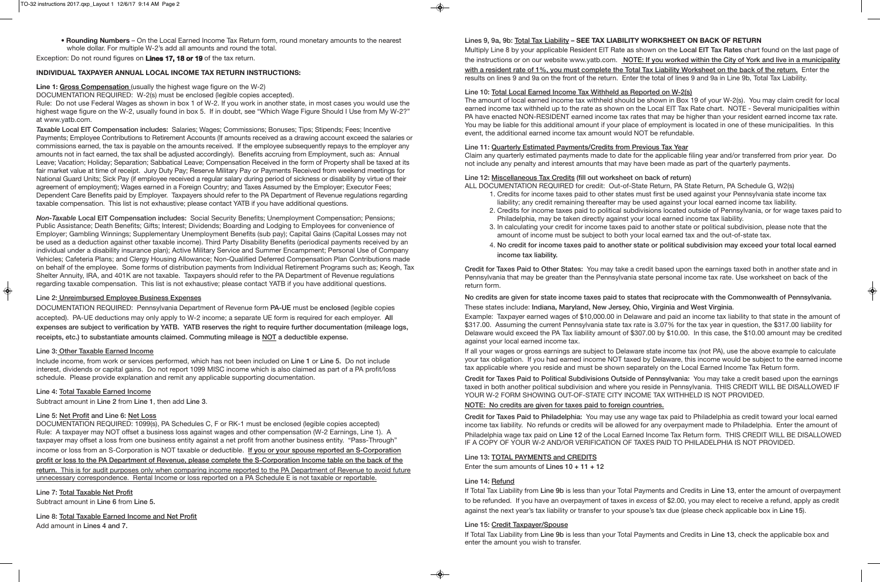- **Rounding Numbers** – On the Local Earned Income Tax Return form, round monetary amounts to the nearest whole dollar. For multiple W-2's add all amounts and round the total.

Exception: Do not round figures on **Lines 17, 18 or 19** of the tax return.

## INDIVIDUAL TAXPAYER ANNUAL LOCAL INCOME TAX RETURN INSTRUCTIONS:

**Line 1: Gross Compensation** (usually the highest wage figure on the W-2)

DOCUMENTATION REQUIRED: W-2(s) must be enclosed (legible copies accepted).

Rule: Do not use Federal Wages as shown in box 1 of W-2. If you work in another state, in most cases you would use the highest wage figure on the W-2, usually found in box 5. If in doubt, see "Which Wage Figure Should I Use from My W-2?" at www.yatb.com.

***Taxable* Local EIT Compensation includes:** Salaries; Wages; Commissions; Bonuses; Tips; Stipends; Fees; Incentive Payments; Employee Contributions to Retirement Accounts (If amounts received as a drawing account exceed the salaries or commissions earned, the tax is payable on the amounts received. If the employee subsequently repays to the employer any amounts not in fact earned, the tax shall be adjusted accordingly). Benefits accruing from Employment, such as: Annual Leave; Vacation; Holiday; Separation; Sabbatical Leave; Compensation Received in the form of Property shall be taxed at its fair market value at time of receipt. Jury Duty Pay; Reserve Military Pay or Payments Received from weekend meetings for National Guard Units; Sick Pay (if employee received a regular salary during period of sickness or disability by virtue of their agreement of employment); Wages earned in a Foreign Country; and Taxes Assumed by the Employer; Executor Fees; Dependent Care Benefits paid by Employer. Taxpayers should refer to the PA Department of Revenue regulations regarding taxable compensation. This list is not exhaustive; please contact YATB if you have additional questions.

***Non-Taxable* Local EIT Compensation includes:** Social Security Benefits; Unemployment Compensation; Pensions; Public Assistance; Death Benefits; Gifts; Interest; Dividends; Boarding and Lodging to Employees for convenience of Employer; Gambling Winnings; Supplementary Unemployment Benefits (sub pay); Capital Gains (Capital Losses may not be used as a deduction against other taxable income). Third Party Disability Benefits (periodical payments received by an individual under a disability insurance plan); Active Military Service and Summer Encampment; Personal Use of Company Vehicles; Cafeteria Plans; and Clergy Housing Allowance; Non-Qualified Deferred Compensation Plan Contributions made on behalf of the employee. Some forms of distribution payments from Individual Retirement Programs such as; Keogh, Tax Shelter Annuity, IRA, and 401K are not taxable. Taxpayers should refer to the PA Department of Revenue regulations regarding taxable compensation. This list is not exhaustive; please contact YATB if you have additional questions.

**Line 2: Unreimbursed Employee Business Expenses**

DOCUMENTATION REQUIRED: Pennsylvania Department of Revenue form **PA-UE** must be **enclosed** (legible copies accepted). PA-UE deductions may only apply to W-2 income; a separate UE form is required for each employer. **All expenses are subject to verification by YATB. YATB reserves the right to require further documentation (mileage logs, receipts, etc.) to substantiate amounts claimed. Commuting mileage is NOT a deductible expense.**

**Line 3: Other Taxable Earned Income**

Include income, from work or services performed, which has not been included on **Line 1** or **Line 5.** Do not include interest, dividends or capital gains. Do not report 1099 MISC income which is also claimed as part of a PA profit/loss schedule. Please provide explanation and remit any applicable supporting documentation.

**Line 4: Total Taxable Earned Income**

Subtract amount in **Line 2** from **Line 1**, then add **Line 3**.

**Line 5: Net Profit and Line 6: Net Loss**

DOCUMENTATION REQUIRED: 1099(s), PA Schedules C, F or RK-1 must be enclosed (legible copies accepted)

Rule: A taxpayer may NOT offset a business loss against wages and other compensation (W-2 Earnings, Line 1). A taxpayer may offset a loss from one business entity against a net profit from another business entity. "Pass-Through" income or loss from an S-Corporation is NOT taxable or deductible. If you or your spouse reported an S-Corporation profit or loss to the PA Department of Revenue, please complete the S-Corporation Income table on the back of the return. This is for audit purposes only when comparing income reported to the PA Department of Revenue to avoid future unnecessary correspondence. Rental Income or loss reported on a PA Schedule E is not taxable or reportable.

**Line 7: Total Taxable Net Profit**

Subtract amount in **Line 6** from **Line 5.**

**Line 8: Total Taxable Earned Income and Net Profit**

Add amount in **Lines 4 and 7.**

**Lines 9, 9a, 9b: Total Tax Liability – SEE TAX LIABILITY WORKSHEET ON BACK OF RETURN**

Multiply Line 8 by your applicable Resident EIT Rate as shown on the **Local EIT Tax Rates** chart found on the last page of the instructions or on our website www.yatb.com. **NOTE: If you worked within the City of York and live in a municipality with a resident rate of 1%, you must complete the Total Tax Liability Worksheet on the back of the return.** Enter the results on lines 9 and 9a on the front of the return. Enter the total of lines 9 and 9a in Line 9b, Total Tax Liability.

**Line 10: Total Local Earned Income Tax Withheld as Reported on W-2(s)**

The amount of local earned income tax withheld should be shown in Box 19 of your W-2(s). You may claim credit for local earned income tax withheld up to the rate as shown on the Local EIT Tax Rate chart. NOTE - Several municipalities within PA have enacted NON-RESIDENT earned income tax rates that may be higher than your resident earned income tax rate. You may be liable for this additional amount if your place of employment is located in one of these municipalities. In this event, the additional earned income tax amount would NOT be refundable.

**Line 11: Quarterly Estimated Payments/Credits from Previous Tax Year**

Claim any quarterly estimated payments made to date for the applicable filing year and/or transferred from prior year. Do not include any penalty and interest amounts that may have been made as part of the quarterly payments.

**Line 12: Miscellaneous Tax Credits (fill out worksheet on back of return)**

ALL DOCUMENTATION REQUIRED for credit: Out-of-State Return, PA State Return, PA Schedule G, W2(s)

1. Credits for income taxes paid to other states must first be used against your Pennsylvania state income tax liability; any credit remaining thereafter may be used against your local earned income tax liability.
2. Credits for income taxes paid to political subdivisions located outside of Pennsylvania, or for wage taxes paid to Philadelphia, may be taken directly against your local earned income tax liability.
3. In calculating your credit for income taxes paid to another state or political subdivision, please note that the amount of income must be subject to both your local earned tax and the out-of-state tax.
4. **No credit for income taxes paid to another state or political subdivision may exceed your total local earned income tax liability.**

**Credit for Taxes Paid to Other States:** You may take a credit based upon the earnings taxed both in another state and in Pennsylvania that may be greater than the Pennsylvania state personal income tax rate. Use worksheet on back of the return form.

**No credits are given for state income taxes paid to states that reciprocate with the Commonwealth of Pennsylvania.**

These states include: **Indiana, Maryland, New Jersey, Ohio, Virginia and West Virginia**.

Example: Taxpayer earned wages of $10,000.00 in Delaware and paid an income tax liability to that state in the amount of $317.00. Assuming the current Pennsylvania state tax rate is 3.07% for the tax year in question, the $317.00 liability for Delaware would exceed the PA Tax liability amount of $307.00 by $10.00. In this case, the $10.00 amount may be credited against your local earned income tax.

If all your wages or gross earnings are subject to Delaware state income tax (not PA), use the above example to calculate your tax obligation. If you had earned income NOT taxed by Delaware, this income would be subject to the earned income tax applicable where you reside and must be shown separately on the Local Earned Income Tax Return form.

**Credit for Taxes Paid to Political Subdivisions Outside of Pennsylvania:** You may take a credit based upon the earnings taxed in both another political subdivision and where you reside in Pennsylvania. THIS CREDIT WILL BE DISALLOWED IF YOUR W-2 FORM SHOWING OUT-OF-STATE CITY INCOME TAX WITHHELD IS NOT PROVIDED.

**NOTE: No credits are given for taxes paid to foreign countries.**

**Credit for Taxes Paid to Philadelphia:** You may use any wage tax paid to Philadelphia as credit toward your local earned income tax liability. No refunds or credits will be allowed for any overpayment made to Philadelphia. Enter the amount of Philadelphia wage tax paid on **Line 12** of the Local Earned Income Tax Return form. THIS CREDIT WILL BE DISALLOWED IF A COPY OF YOUR W-2 AND/OR VERIFICATION OF TAXES PAID TO PHILADELPHIA IS NOT PROVIDED.

**Line 13: TOTAL PAYMENTS and CREDITS**

Enter the sum amounts of **Lines 10 + 11 + 12**

**Line 14: Refund**

If Total Tax Liability from **Line 9b** is less than your Total Payments and Credits in **Line 13**, enter the amount of overpayment to be refunded. If you have an overpayment of taxes in *excess* of $2.00, you may elect to receive a refund, apply as credit against the next year's tax liability or transfer to your spouse's tax due (please check applicable box in **Line 15**).

**Line 15: Credit Taxpayer/Spouse**

If Total Tax Liability from **Line 9b** is less than your Total Payments and Credits in **Line 13**, check the applicable box and enter the amount you wish to transfer.